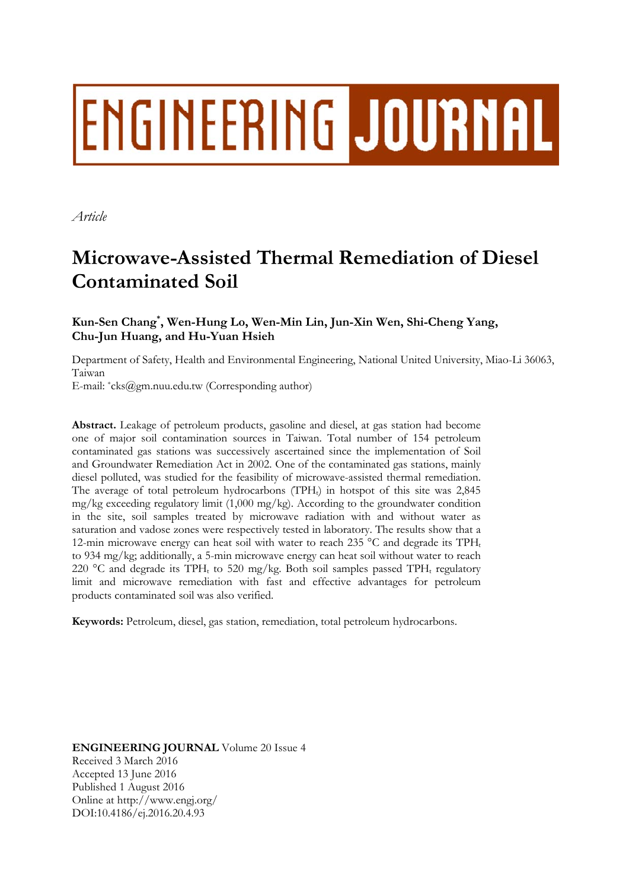ENGINEERING JOURNAL

*Article*

# Microwave-Assisted Thermal Remediation of Diesel Contaminated Soil

**Kun-Sen Chang*, Wen-Hung Lo, Wen-Min Lin, Jun-Xin Wen, Shi-Cheng Yang, Chu-Jun Huang, and Hu-Yuan Hsieh**

Department of Safety, Health and Environmental Engineering, National United University, Miao-Li 36063, Taiwan

E-mail: *cks@gm.nuu.edu.tw (Corresponding author)

**Abstract.** Leakage of petroleum products, gasoline and diesel, at gas station had become one of major soil contamination sources in Taiwan. Total number of 154 petroleum contaminated gas stations was successively ascertained since the implementation of Soil and Groundwater Remediation Act in 2002. One of the contaminated gas stations, mainly diesel polluted, was studied for the feasibility of microwave-assisted thermal remediation. The average of total petroleum hydrocarbons ($TPH_t$) in hotspot of this site was 2,845 mg/kg exceeding regulatory limit (1,000 mg/kg). According to the groundwater condition in the site, soil samples treated by microwave radiation with and without water as saturation and vadose zones were respectively tested in laboratory. The results show that a 12-min microwave energy can heat soil with water to reach 235 °C and degrade its $TPH_t$ to 934 mg/kg; additionally, a 5-min microwave energy can heat soil without water to reach 220 °C and degrade its $TPH_t$ to 520 mg/kg. Both soil samples passed $TPH_t$ regulatory limit and microwave remediation with fast and effective advantages for petroleum products contaminated soil was also verified.

**Keywords:** Petroleum, diesel, gas station, remediation, total petroleum hydrocarbons.

**ENGINEERING JOURNAL** Volume 20 Issue 4
Received 3 March 2016
Accepted 13 June 2016
Published 1 August 2016
Online at http://www.engj.org/
DOI:10.4186/ej.2016.20.4.93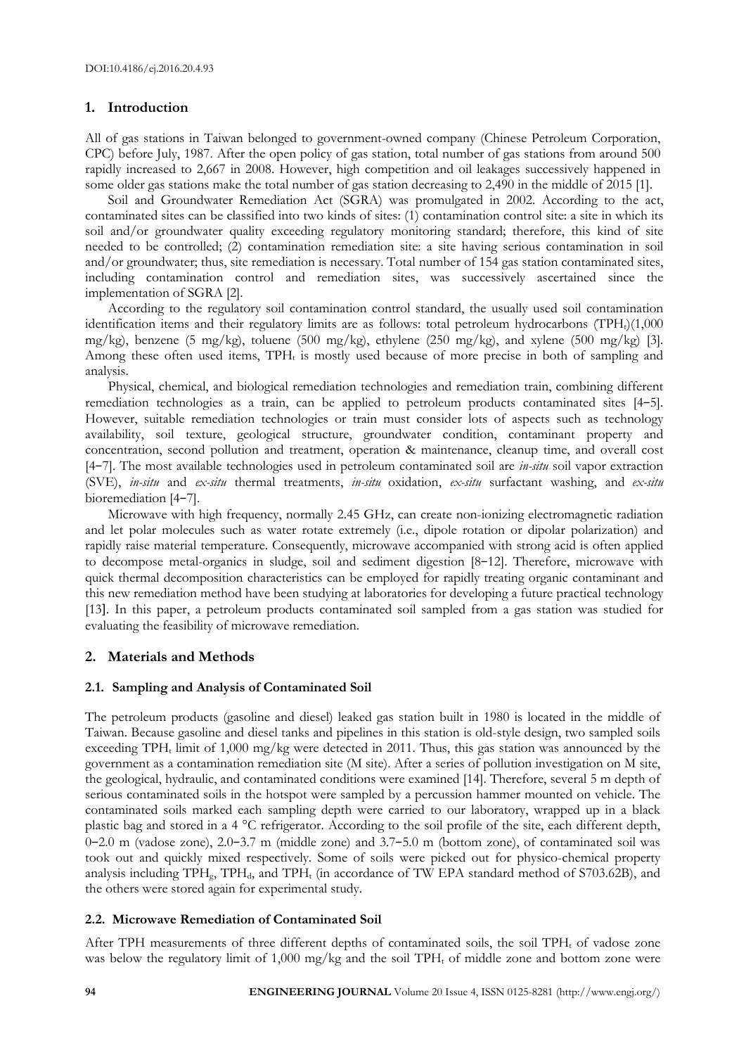## 1. Introduction

All of gas stations in Taiwan belonged to government-owned company (Chinese Petroleum Corporation, CPC) before July, 1987. After the open policy of gas station, total number of gas stations from around 500 rapidly increased to 2,667 in 2008. However, high competition and oil leakages successively happened in some older gas stations make the total number of gas station decreasing to 2,490 in the middle of 2015 [1].

Soil and Groundwater Remediation Act (SGRA) was promulgated in 2002. According to the act, contaminated sites can be classified into two kinds of sites: (1) contamination control site: a site in which its soil and/or groundwater quality exceeding regulatory monitoring standard; therefore, this kind of site needed to be controlled; (2) contamination remediation site: a site having serious contamination in soil and/or groundwater; thus, site remediation is necessary. Total number of 154 gas station contaminated sites, including contamination control and remediation sites, was successively ascertained since the implementation of SGRA [2].

According to the regulatory soil contamination control standard, the usually used soil contamination identification items and their regulatory limits are as follows: total petroleum hydrocarbons ($TPH_t$)(1,000 mg/kg), benzene (5 mg/kg), toluene (500 mg/kg), ethylene (250 mg/kg), and xylene (500 mg/kg) [3]. Among these often used items, $TPH_t$ is mostly used because of more precise in both of sampling and analysis.

Physical, chemical, and biological remediation technologies and remediation train, combining different remediation technologies as a train, can be applied to petroleum products contaminated sites [4−5]. However, suitable remediation technologies or train must consider lots of aspects such as technology availability, soil texture, geological structure, groundwater condition, contaminant property and concentration, second pollution and treatment, operation & maintenance, cleanup time, and overall cost [4−7]. The most available technologies used in petroleum contaminated soil are *in-situ* soil vapor extraction (SVE), *in-situ* and *ex-situ* thermal treatments, *in-situ* oxidation, *ex-situ* surfactant washing, and *ex-situ* bioremediation [4−7].

Microwave with high frequency, normally 2.45 GHz, can create non-ionizing electromagnetic radiation and let polar molecules such as water rotate extremely (i.e., dipole rotation or dipolar polarization) and rapidly raise material temperature. Consequently, microwave accompanied with strong acid is often applied to decompose metal-organics in sludge, soil and sediment digestion [8−12]. Therefore, microwave with quick thermal decomposition characteristics can be employed for rapidly treating organic contaminant and this new remediation method have been studying at laboratories for developing a future practical technology [13]. In this paper, a petroleum products contaminated soil sampled from a gas station was studied for evaluating the feasibility of microwave remediation.

## 2. Materials and Methods

### 2.1. Sampling and Analysis of Contaminated Soil

The petroleum products (gasoline and diesel) leaked gas station built in 1980 is located in the middle of Taiwan. Because gasoline and diesel tanks and pipelines in this station is old-style design, two sampled soils exceeding $TPH_t$ limit of 1,000 mg/kg were detected in 2011. Thus, this gas station was announced by the government as a contamination remediation site (M site). After a series of pollution investigation on M site, the geological, hydraulic, and contaminated conditions were examined [14]. Therefore, several 5 m depth of serious contaminated soils in the hotspot were sampled by a percussion hammer mounted on vehicle. The contaminated soils marked each sampling depth were carried to our laboratory, wrapped up in a black plastic bag and stored in a 4 °C refrigerator. According to the soil profile of the site, each different depth, 0−2.0 m (vadose zone), 2.0−3.7 m (middle zone) and 3.7−5.0 m (bottom zone), of contaminated soil was took out and quickly mixed respectively. Some of soils were picked out for physico-chemical property analysis including $TPH_g$, $TPH_d$, and $TPH_t$ (in accordance of TW EPA standard method of S703.62B), and the others were stored again for experimental study.

### 2.2. Microwave Remediation of Contaminated Soil

After TPH measurements of three different depths of contaminated soils, the soil $TPH_t$ of vadose zone was below the regulatory limit of 1,000 mg/kg and the soil $TPH_t$ of middle zone and bottom zone were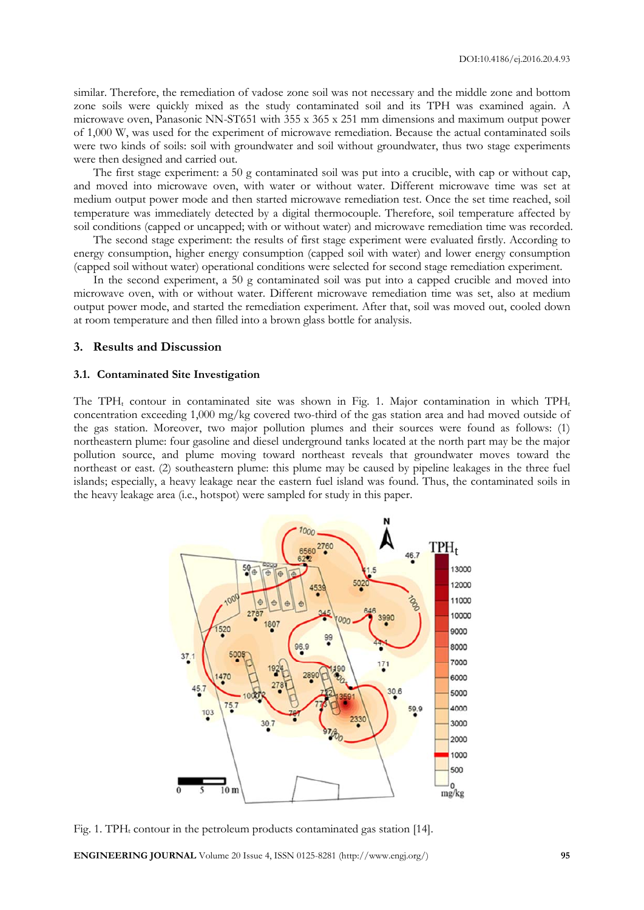similar. Therefore, the remediation of vadose zone soil was not necessary and the middle zone and bottom zone soils were quickly mixed as the study contaminated soil and its TPH was examined again. A microwave oven, Panasonic NN-ST651 with 355 x 365 x 251 mm dimensions and maximum output power of 1,000 W, was used for the experiment of microwave remediation. Because the actual contaminated soils were two kinds of soils: soil with groundwater and soil without groundwater, thus two stage experiments were then designed and carried out.

The first stage experiment: a 50 g contaminated soil was put into a crucible, with cap or without cap, and moved into microwave oven, with water or without water. Different microwave time was set at medium output power mode and then started microwave remediation test. Once the set time reached, soil temperature was immediately detected by a digital thermocouple. Therefore, soil temperature affected by soil conditions (capped or uncapped; with or without water) and microwave remediation time was recorded.

The second stage experiment: the results of first stage experiment were evaluated firstly. According to energy consumption, higher energy consumption (capped soil with water) and lower energy consumption (capped soil without water) operational conditions were selected for second stage remediation experiment.

In the second experiment, a 50 g contaminated soil was put into a capped crucible and moved into microwave oven, with or without water. Different microwave remediation time was set, also at medium output power mode, and started the remediation experiment. After that, soil was moved out, cooled down at room temperature and then filled into a brown glass bottle for analysis.

## 3. Results and Discussion

### 3.1. Contaminated Site Investigation

The $TPH_t$ contour in contaminated site was shown in Fig. 1. Major contamination in which $TPH_t$ concentration exceeding 1,000 mg/kg covered two-third of the gas station area and had moved outside of the gas station. Moreover, two major pollution plumes and their sources were found as follows: (1) northeastern plume: four gasoline and diesel underground tanks located at the north part may be the major pollution source, and plume moving toward northeast reveals that groundwater moves toward the northeast or east. (2) southeastern plume: this plume may be caused by pipeline leakages in the three fuel islands; especially, a heavy leakage near the eastern fuel island was found. Thus, the contaminated soils in the heavy leakage area (i.e., hotspot) were sampled for study in this paper.

Fig. 1. $TPH_t$ contour in the petroleum products contaminated gas station [14].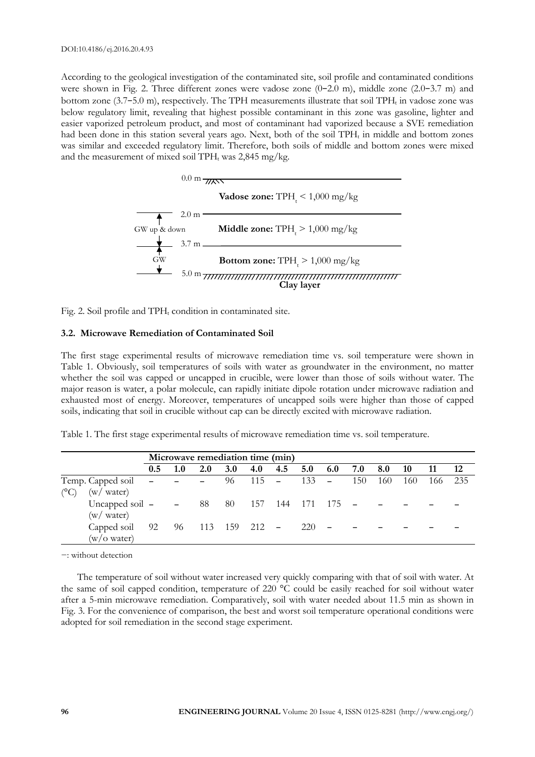According to the geological investigation of the contaminated site, soil profile and contaminated conditions were shown in Fig. 2. Three different zones were vadose zone (0−2.0 m), middle zone (2.0−3.7 m) and bottom zone (3.7−5.0 m), respectively. The TPH measurements illustrate that soil $TPH_t$ in vadose zone was below regulatory limit, revealing that highest possible contaminant in this zone was gasoline, lighter and easier vaporized petroleum product, and most of contaminant had vaporized because a SVE remediation had been done in this station several years ago. Next, both of the soil $TPH_t$ in middle and bottom zones was similar and exceeded regulatory limit. Therefore, both soils of middle and bottom zones were mixed and the measurement of mixed soil $TPH_t$ was 2,845 mg/kg.

Fig. 2. Soil profile and $TPH_t$ condition in contaminated site.

### 3.2. Microwave Remediation of Contaminated Soil

The first stage experimental results of microwave remediation time vs. soil temperature were shown in Table 1. Obviously, soil temperatures of soils with water as groundwater in the environment, no matter whether the soil was capped or uncapped in crucible, were lower than those of soils without water. The major reason is water, a polar molecule, can rapidly initiate dipole rotation under microwave radiation and exhausted most of energy. Moreover, temperatures of uncapped soils were higher than those of capped soils, indicating that soil in crucible without cap can be directly excited with microwave radiation.

Table 1. The first stage experimental results of microwave remediation time vs. soil temperature.

| | Microwave remediation time (min) | | | | | | | | | | | | |
|---|---|---|---|---|---|---|---|---|---|---|---|---|---|
| | **0.5** | **1.0** | **2.0** | **3.0** | **4.0** | **4.5** | **5.0** | **6.0** | **7.0** | **8.0** | **10** | **11** | **12** |
| Temp. (°C) Capped soil (w/ water) | – | – | – | 96 | 115 | – | 133 | – | 150 | 160 | 160 | 166 | 235 |
| Uncapped soil (w/ water) | – | – | 88 | 80 | 157 | 144 | 171 | 175 | – | – | – | – | – |
| Capped soil (w/o water) | 92 | 96 | 113 | 159 | 212 | – | 220 | – | – | – | – | – | – |

−: without detection

The temperature of soil without water increased very quickly comparing with that of soil with water. At the same of soil capped condition, temperature of 220 °C could be easily reached for soil without water after a 5-min microwave remediation. Comparatively, soil with water needed about 11.5 min as shown in Fig. 3. For the convenience of comparison, the best and worst soil temperature operational conditions were adopted for soil remediation in the second stage experiment.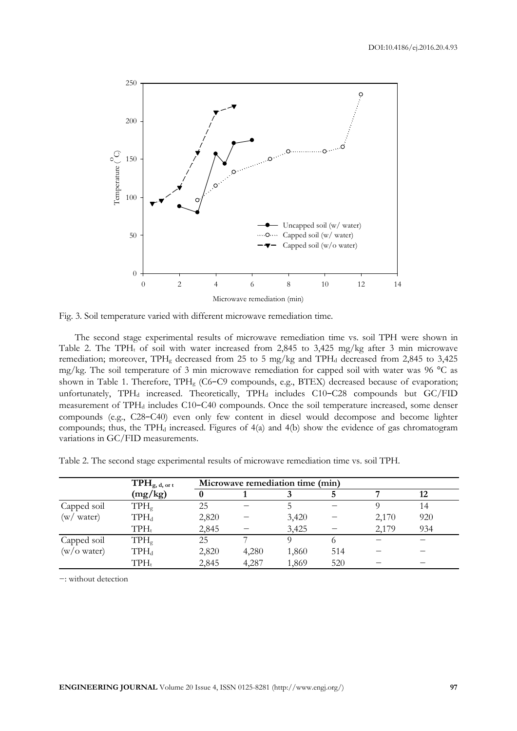Fig. 3. Soil temperature varied with different microwave remediation time.

The second stage experimental results of microwave remediation time vs. soil TPH were shown in Table 2. The $TPH_t$ of soil with water increased from 2,845 to 3,425 mg/kg after 3 min microwave remediation; moreover, $TPH_g$ decreased from 25 to 5 mg/kg and $TPH_d$ decreased from 2,845 to 3,425 mg/kg. The soil temperature of 3 min microwave remediation for capped soil with water was 96 °C as shown in Table 1. Therefore, $TPH_g$ (C6−C9 compounds, e.g., BTEX) decreased because of evaporation; unfortunately, $TPH_d$ increased. Theoretically, $TPH_d$ includes C10−C28 compounds but GC/FID measurement of $TPH_d$ includes C10−C40 compounds. Once the soil temperature increased, some denser compounds (e.g., C28−C40) even only few content in diesel would decompose and become lighter compounds; thus, the $TPH_d$ increased. Figures of 4(a) and 4(b) show the evidence of gas chromatogram variations in GC/FID measurements.

Table 2. The second stage experimental results of microwave remediation time vs. soil TPH.

| | $TPH_{g,\,d,\,or\,t}$ | Microwave remediation time (min) | | | | | |
|---|---|---|---|---|---|---|---|
| | **(mg/kg)** | **0** | **1** | **3** | **5** | **7** | **12** |
| Capped soil (w/ water) | $TPH_g$ | 25 | − | 5 | − | 9 | 14 |
| | $TPH_d$ | 2,820 | − | 3,420 | − | 2,170 | 920 |
| | $TPH_t$ | 2,845 | − | 3,425 | − | 2,179 | 934 |
| Capped soil (w/o water) | $TPH_g$ | 25 | 7 | 9 | 6 | − | − |
| | $TPH_d$ | 2,820 | 4,280 | 1,860 | 514 | − | − |
| | $TPH_t$ | 2,845 | 4,287 | 1,869 | 520 | − | − |

−: without detection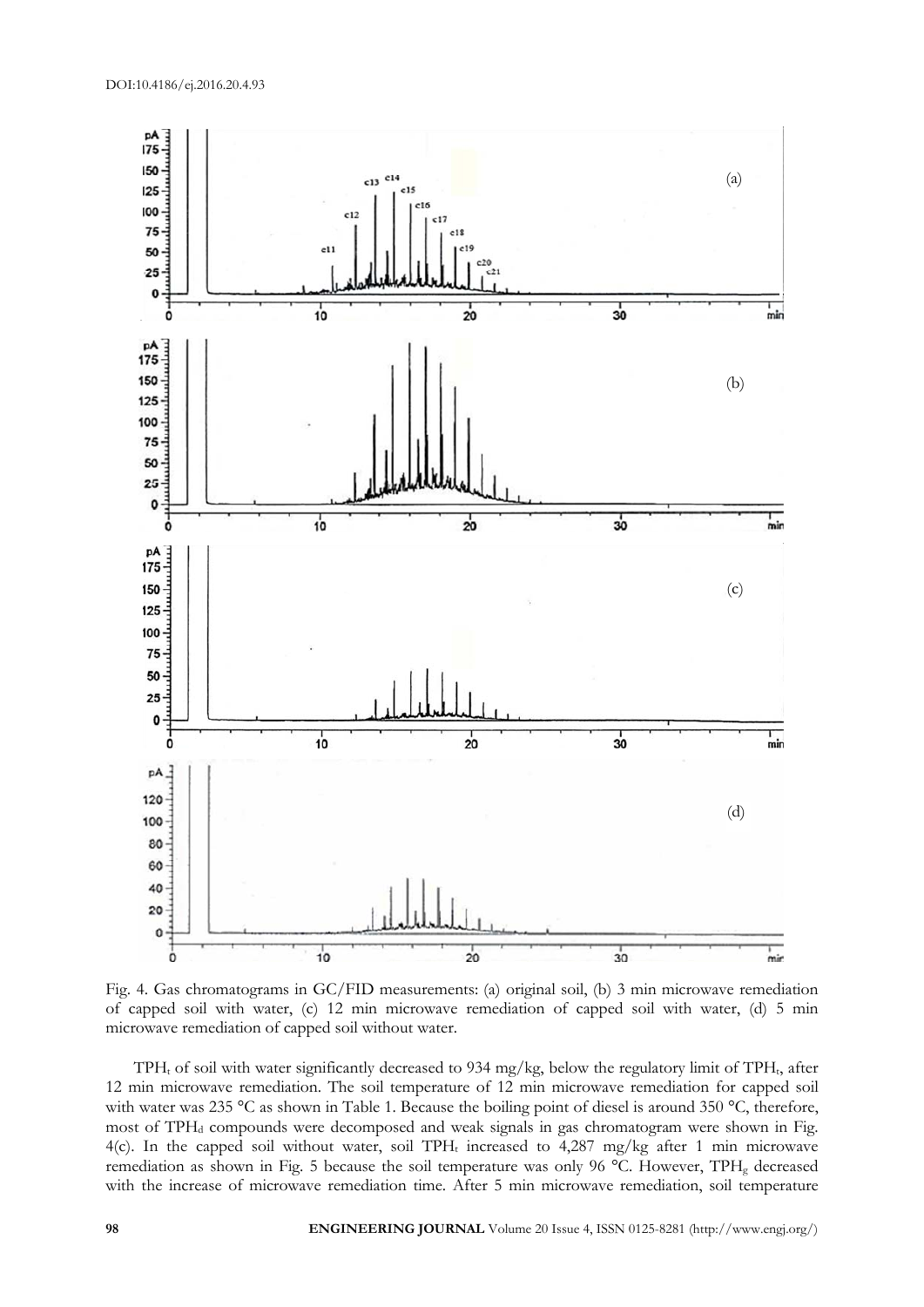Fig. 4. Gas chromatograms in GC/FID measurements: (a) original soil, (b) 3 min microwave remediation of capped soil with water, (c) 12 min microwave remediation of capped soil with water, (d) 5 min microwave remediation of capped soil without water.

$TPH_t$ of soil with water significantly decreased to 934 mg/kg, below the regulatory limit of $TPH_t$, after 12 min microwave remediation. The soil temperature of 12 min microwave remediation for capped soil with water was 235 °C as shown in Table 1. Because the boiling point of diesel is around 350 °C, therefore, most of $TPH_d$ compounds were decomposed and weak signals in gas chromatogram were shown in Fig. 4(c). In the capped soil without water, soil $TPH_t$ increased to 4,287 mg/kg after 1 min microwave remediation as shown in Fig. 5 because the soil temperature was only 96 °C. However, $TPH_g$ decreased with the increase of microwave remediation time. After 5 min microwave remediation, soil temperature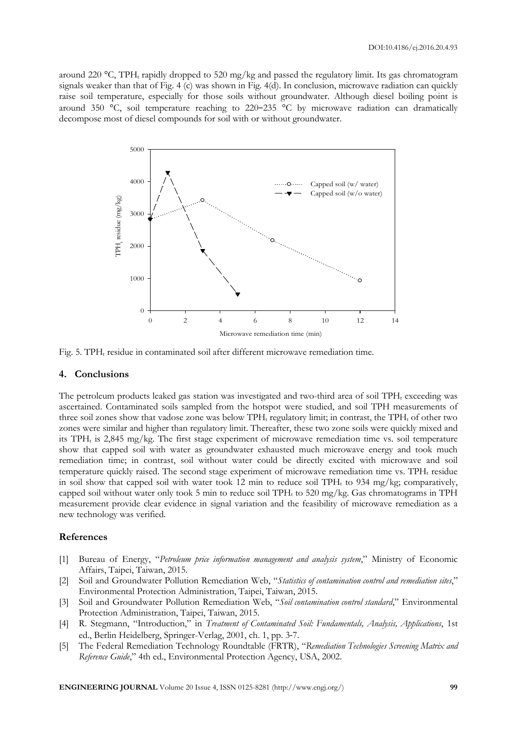around 220 °C, $TPH_t$ rapidly dropped to 520 mg/kg and passed the regulatory limit. Its gas chromatogram signals weaker than that of Fig. 4 (c) was shown in Fig. 4(d). In conclusion, microwave radiation can quickly raise soil temperature, especially for those soils without groundwater. Although diesel boiling point is around 350 °C, soil temperature reaching to 220–235 °C by microwave radiation can dramatically decompose most of diesel compounds for soil with or without groundwater.

Fig. 5. $TPH_t$ residue in contaminated soil after different microwave remediation time.

## 4. Conclusions

The petroleum products leaked gas station was investigated and two-third area of soil $TPH_t$ exceeding was ascertained. Contaminated soils sampled from the hotspot were studied, and soil TPH measurements of three soil zones show that vadose zone was below $TPH_t$ regulatory limit; in contrast, the $TPH_t$ of other two zones were similar and higher than regulatory limit. Thereafter, these two zone soils were quickly mixed and its $TPH_t$ is 2,845 mg/kg. The first stage experiment of microwave remediation time vs. soil temperature show that capped soil with water as groundwater exhausted much microwave energy and took much remediation time; in contrast, soil without water could be directly excited with microwave and soil temperature quickly raised. The second stage experiment of microwave remediation time vs. $TPH_t$ residue in soil show that capped soil with water took 12 min to reduce soil $TPH_t$ to 934 mg/kg; comparatively, capped soil without water only took 5 min to reduce soil $TPH_t$ to 520 mg/kg. Gas chromatograms in TPH measurement provide clear evidence in signal variation and the feasibility of microwave remediation as a new technology was verified.

### References

[1] Bureau of Energy, "*Petroleum price information management and analysis system*," Ministry of Economic Affairs, Taipei, Taiwan, 2015.

[2] Soil and Groundwater Pollution Remediation Web, "*Statistics of contamination control and remediation sites*," Environmental Protection Administration, Taipei, Taiwan, 2015.

[3] Soil and Groundwater Pollution Remediation Web, "*Soil contamination control standard*," Environmental Protection Administration, Taipei, Taiwan, 2015.

[4] R. Stegmann, "Introduction," in *Treatment of Contaminated Soil: Fundamentals, Analysis, Applications*, 1st ed., Berlin Heidelberg, Springer-Verlag, 2001, ch. 1, pp. 3-7.

[5] The Federal Remediation Technology Roundtable (FRTR), "*Remediation Technologies Screening Matrix and Reference Guide*," 4th ed., Environmental Protection Agency, USA, 2002.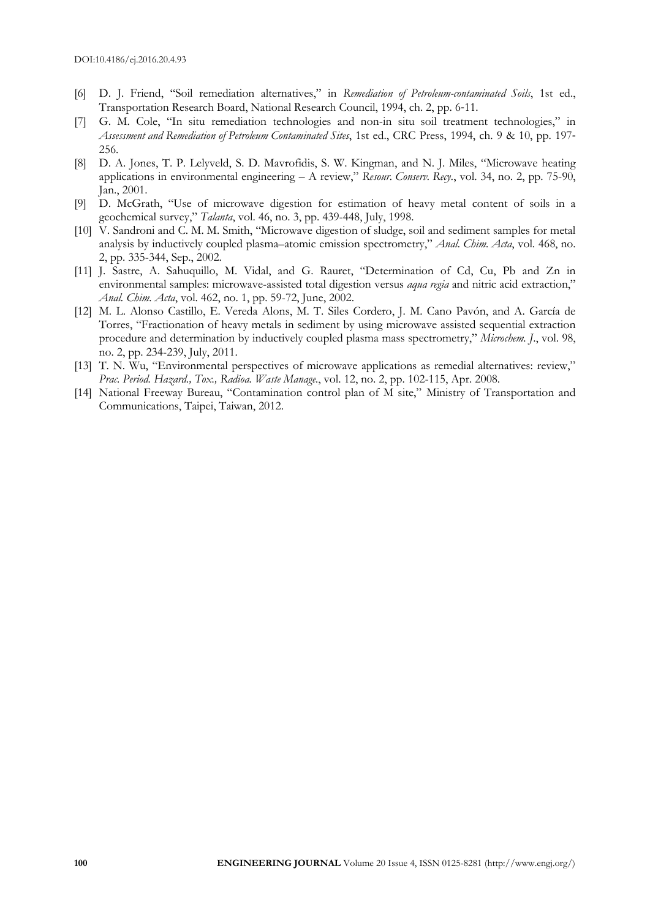[6] D. J. Friend, "Soil remediation alternatives," in *Remediation of Petroleum-contaminated Soils*, 1st ed., Transportation Research Board, National Research Council, 1994, ch. 2, pp. 6-11.

[7] G. M. Cole, "In situ remediation technologies and non-in situ soil treatment technologies," in *Assessment and Remediation of Petroleum Contaminated Sites*, 1st ed., CRC Press, 1994, ch. 9 & 10, pp. 197-256.

[8] D. A. Jones, T. P. Lelyveld, S. D. Mavrofidis, S. W. Kingman, and N. J. Miles, "Microwave heating applications in environmental engineering – A review," *Resour. Conserv. Recy.*, vol. 34, no. 2, pp. 75-90, Jan., 2001.

[9] D. McGrath, "Use of microwave digestion for estimation of heavy metal content of soils in a geochemical survey," *Talanta*, vol. 46, no. 3, pp. 439-448, July, 1998.

[10] V. Sandroni and C. M. M. Smith, "Microwave digestion of sludge, soil and sediment samples for metal analysis by inductively coupled plasma–atomic emission spectrometry," *Anal. Chim. Acta*, vol. 468, no. 2, pp. 335-344, Sep., 2002.

[11] J. Sastre, A. Sahuquillo, M. Vidal, and G. Rauret, "Determination of Cd, Cu, Pb and Zn in environmental samples: microwave-assisted total digestion versus *aqua regia* and nitric acid extraction," *Anal. Chim. Acta*, vol. 462, no. 1, pp. 59-72, June, 2002.

[12] M. L. Alonso Castillo, E. Vereda Alons, M. T. Siles Cordero, J. M. Cano Pavón, and A. García de Torres, "Fractionation of heavy metals in sediment by using microwave assisted sequential extraction procedure and determination by inductively coupled plasma mass spectrometry," *Microchem. J.*, vol. 98, no. 2, pp. 234-239, July, 2011.

[13] T. N. Wu, "Environmental perspectives of microwave applications as remedial alternatives: review," *Prac. Period. Hazard., Tox., Radioa. Waste Manage.*, vol. 12, no. 2, pp. 102-115, Apr. 2008.

[14] National Freeway Bureau, "Contamination control plan of M site," Ministry of Transportation and Communications, Taipei, Taiwan, 2012.